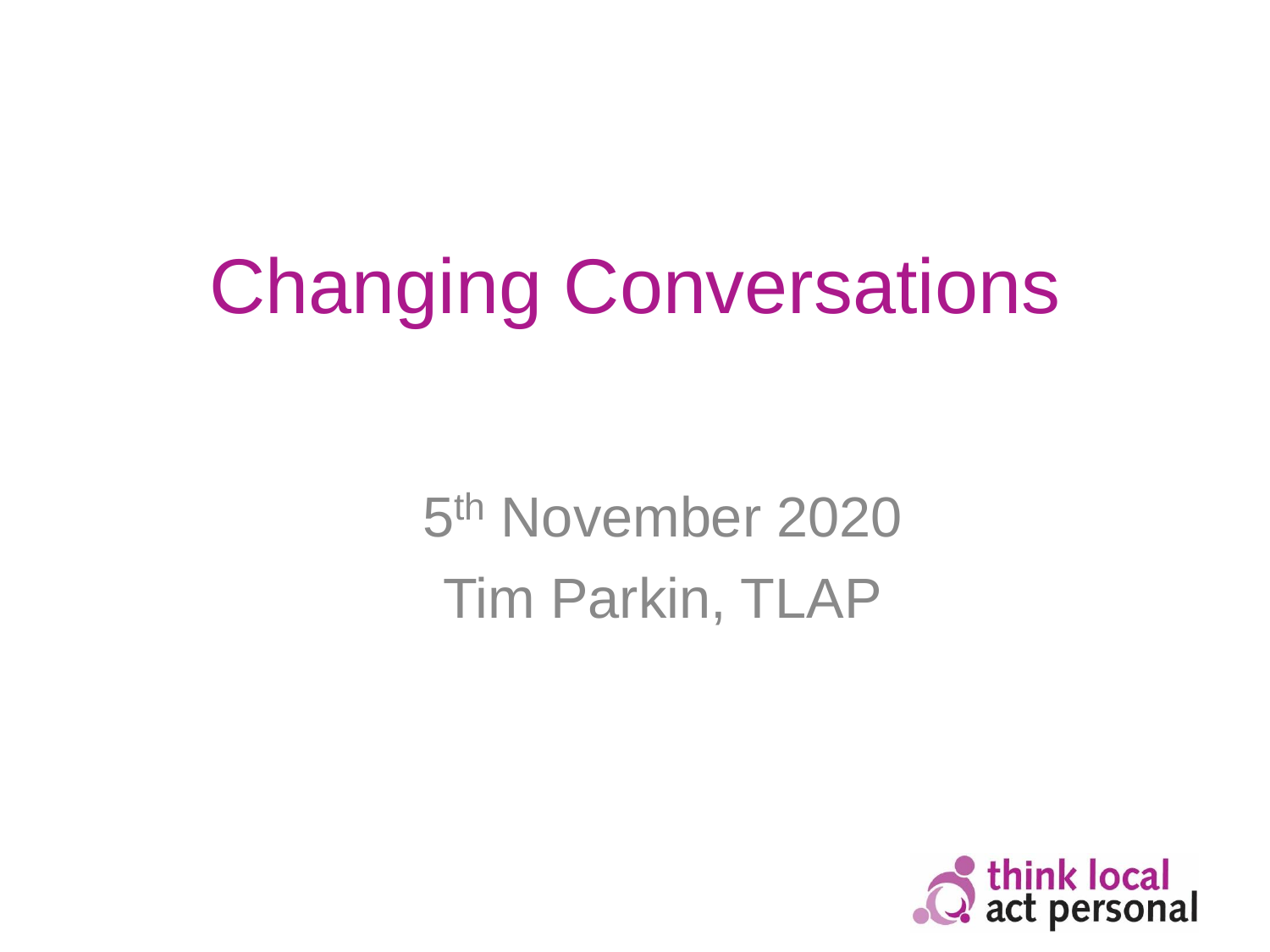# Changing Conversations

5th November 2020

Tim Parkin, TLAP

think local act personal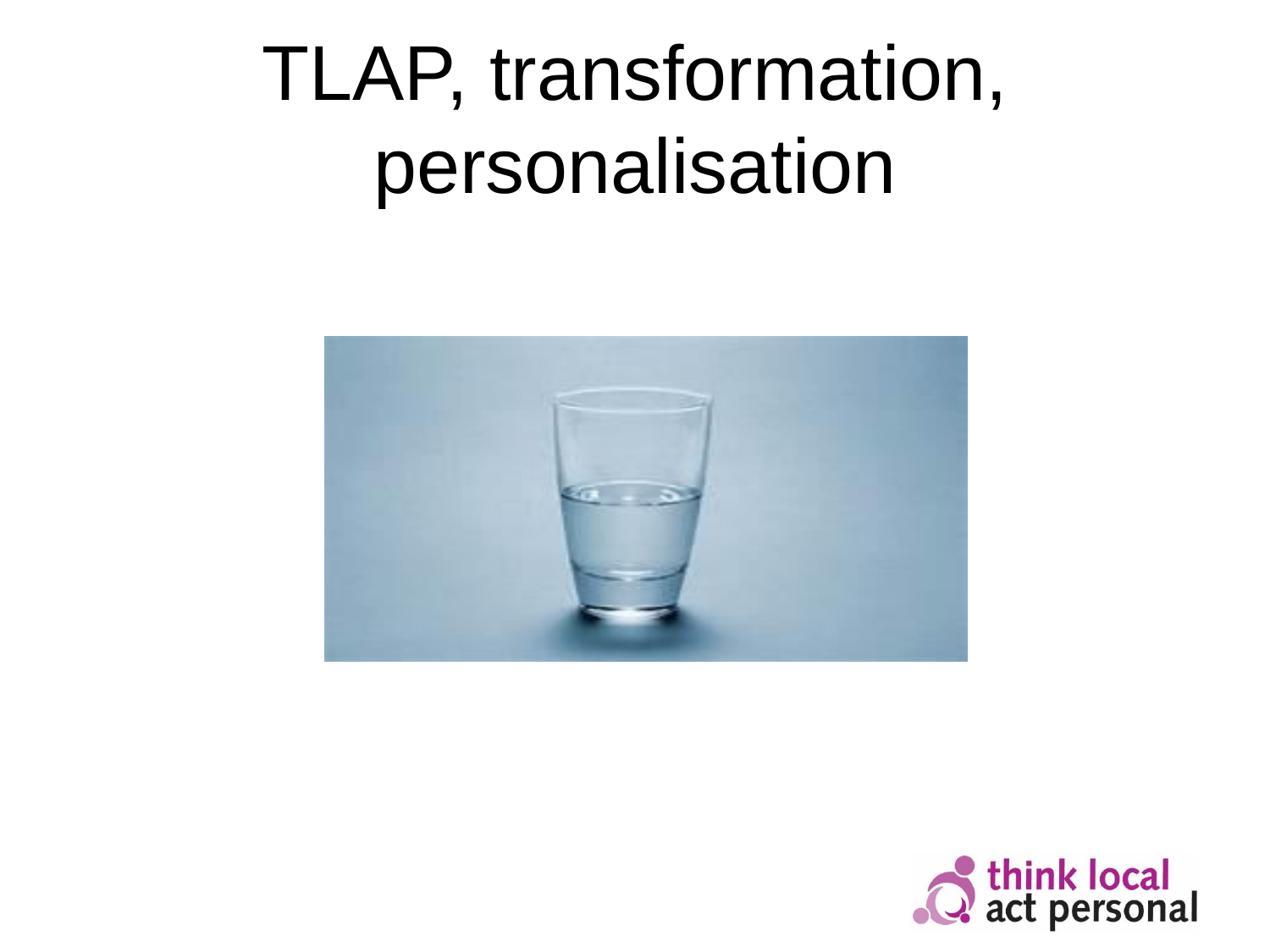# TLAP, transformation, personalisation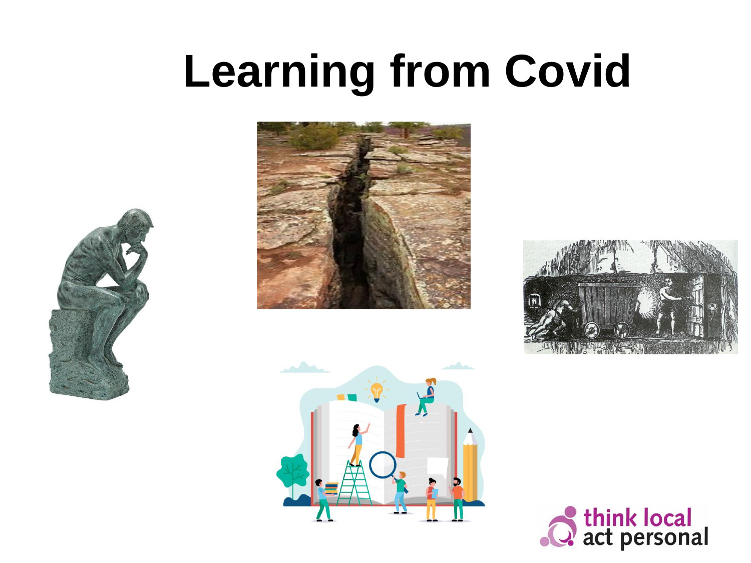# Learning from Covid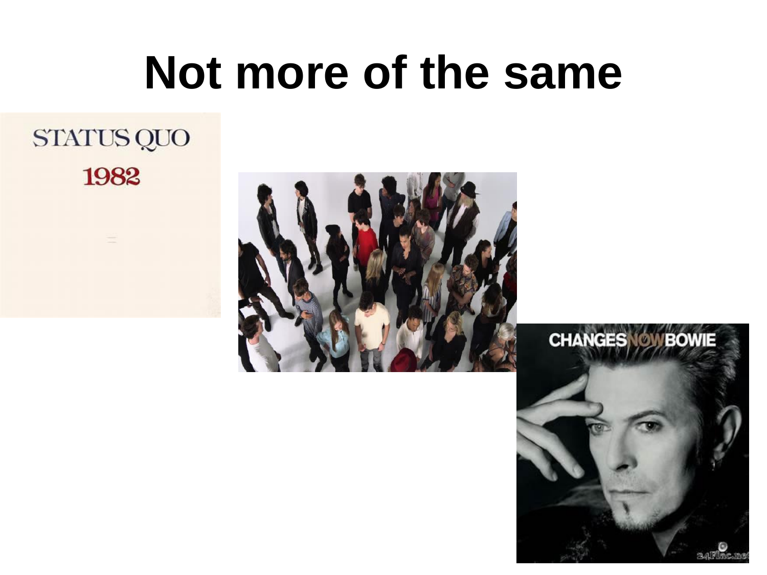# Not more of the same

STATUS QUO

1982

CHANGESNOWBOWIE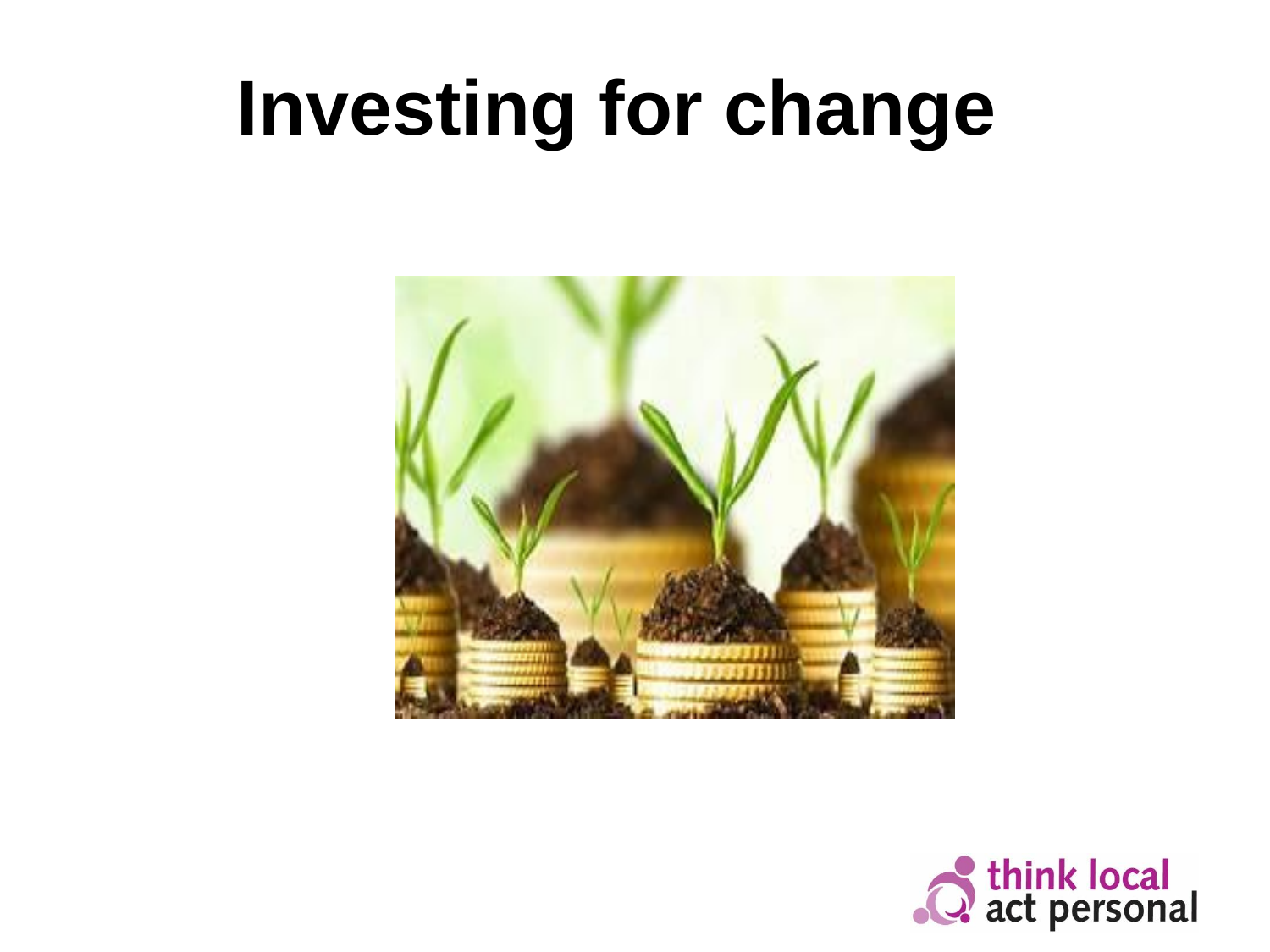# Investing for change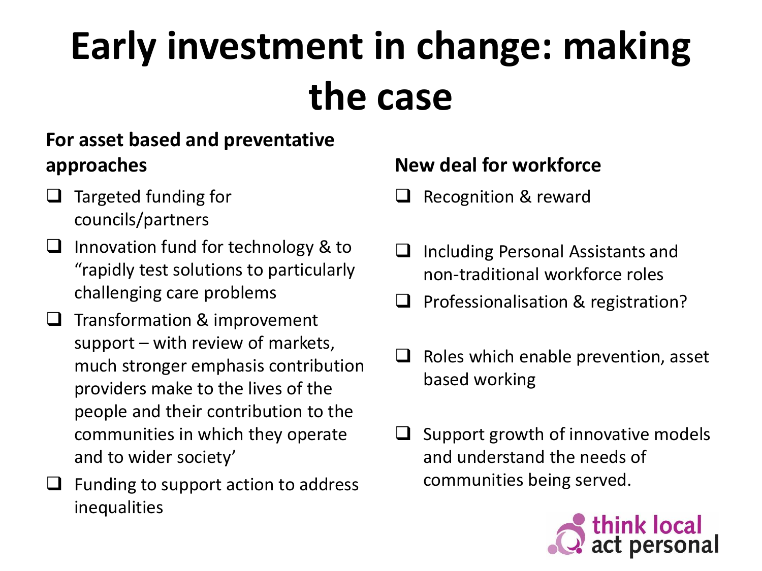# Early investment in change: making the case

## For asset based and preventative approaches

- Targeted funding for councils/partners
- Innovation fund for technology & to "rapidly test solutions to particularly challenging care problems
- Transformation & improvement support – with review of markets, much stronger emphasis contribution providers make to the lives of the people and their contribution to the communities in which they operate and to wider society'
- Funding to support action to address inequalities

## New deal for workforce

- Recognition & reward
- Including Personal Assistants and non-traditional workforce roles
- Professionalisation & registration?
- Roles which enable prevention, asset based working
- Support growth of innovative models and understand the needs of communities being served.

think local act personal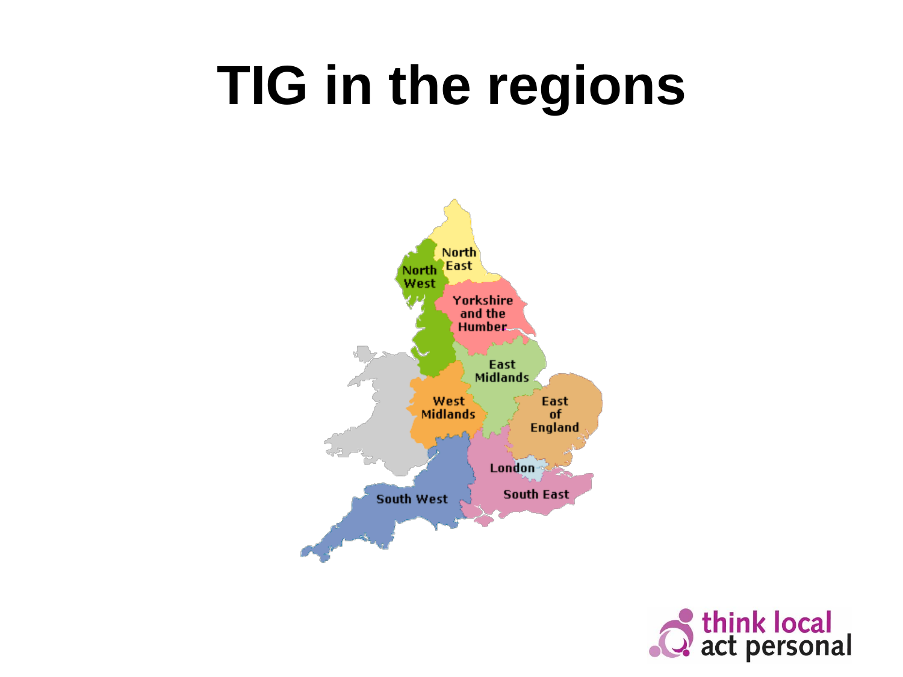# TIG in the regions

North East

North West

Yorkshire and the Humber

East Midlands

West Midlands

East of England

London

South East

South West

think local act personal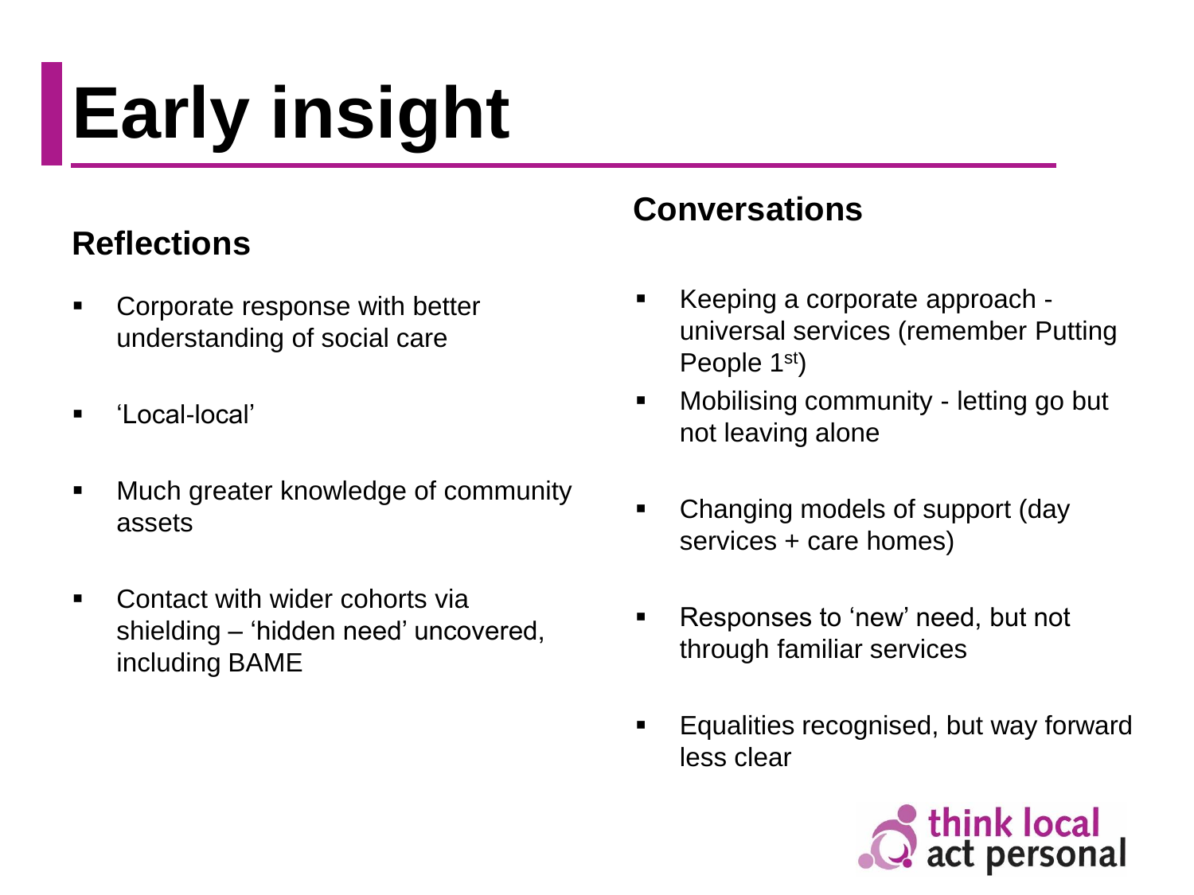# Early insight

## Reflections

- Corporate response with better understanding of social care
- 'Local-local'
- Much greater knowledge of community assets
- Contact with wider cohorts via shielding – 'hidden need' uncovered, including BAME

## Conversations

- Keeping a corporate approach - universal services (remember Putting People 1st)
- Mobilising community - letting go but not leaving alone
- Changing models of support (day services + care homes)
- Responses to 'new' need, but not through familiar services
- Equalities recognised, but way forward less clear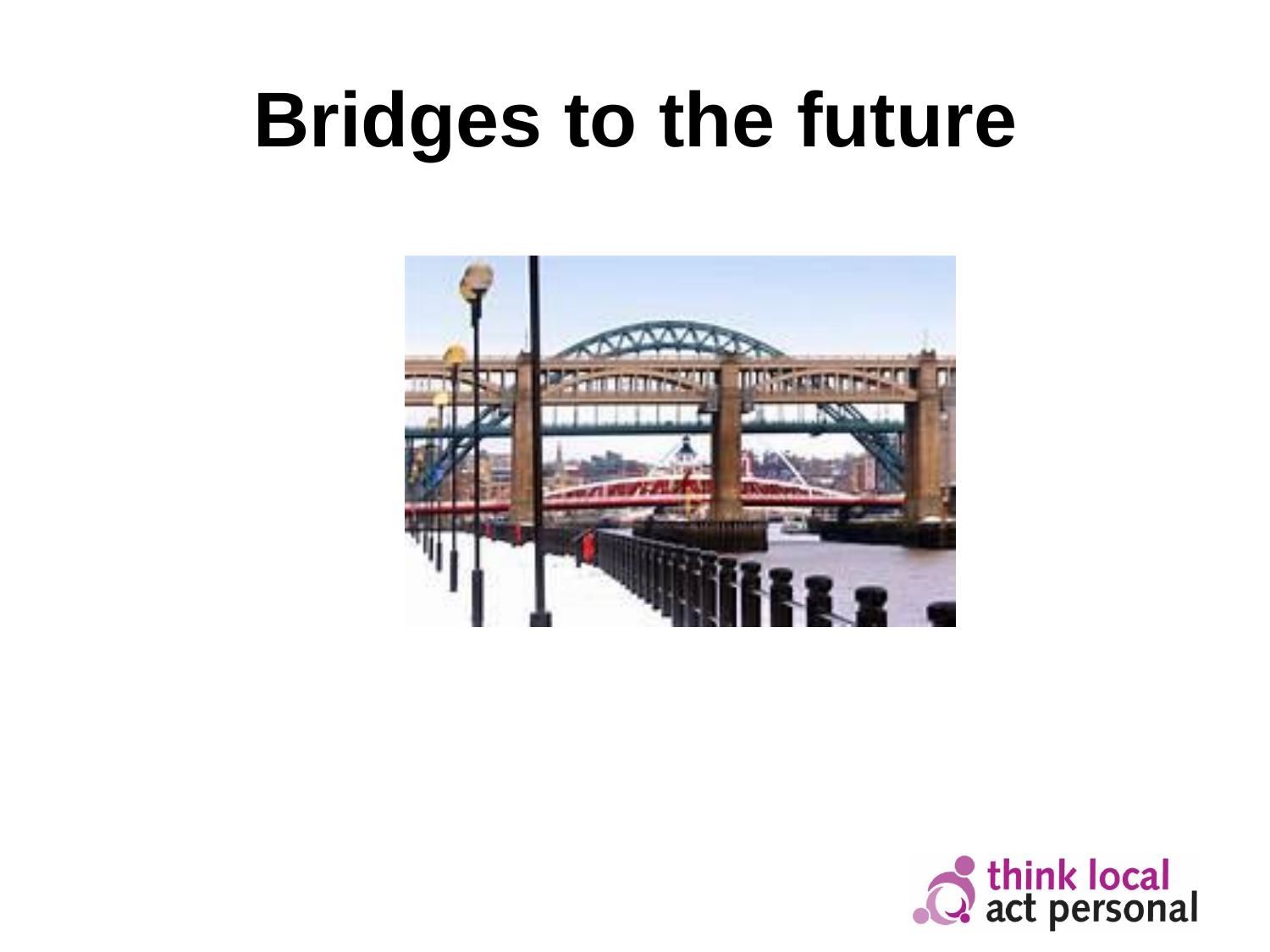# Bridges to the future